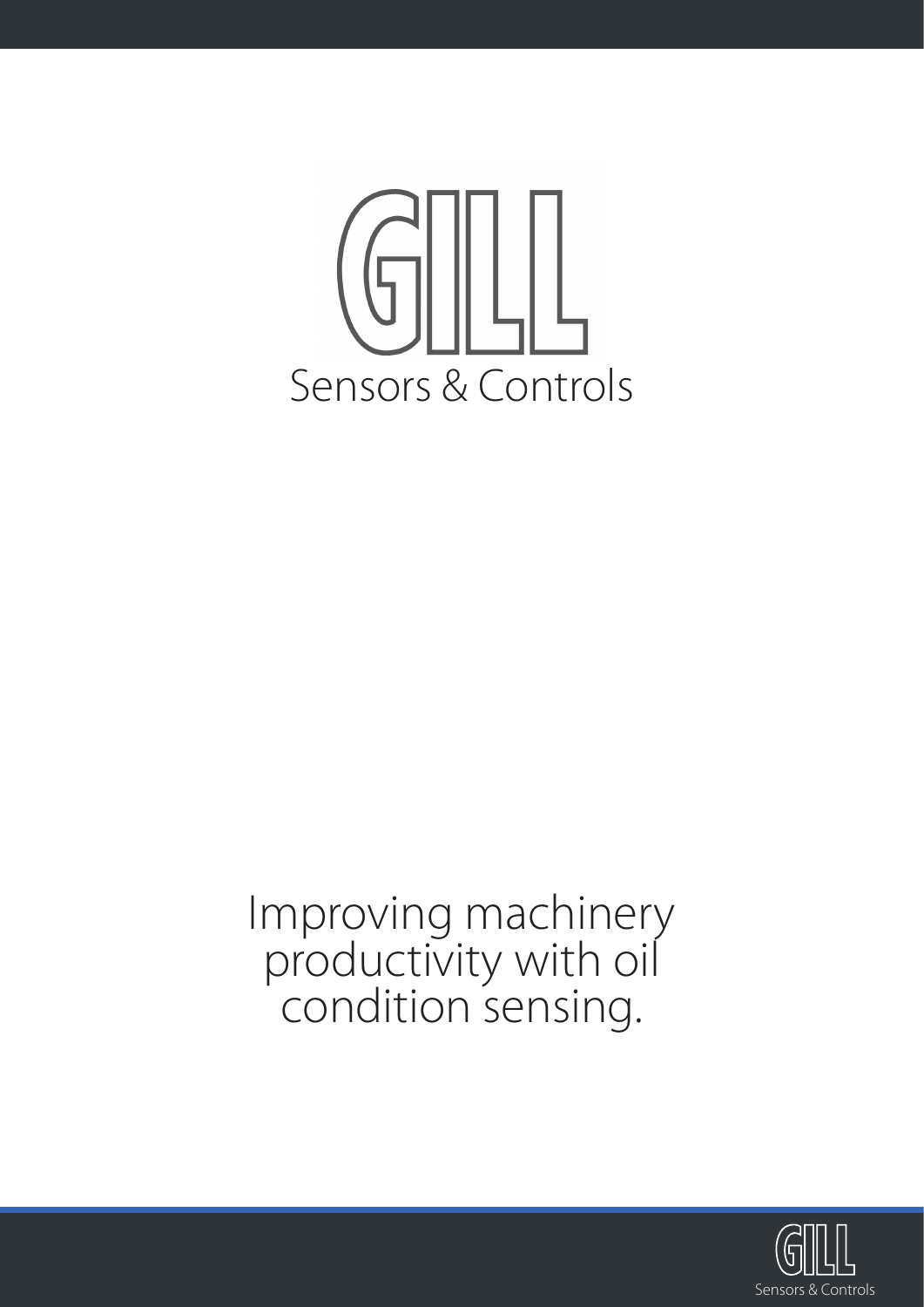GILL

Sensors & Controls

# Improving machinery productivity with oil condition sensing.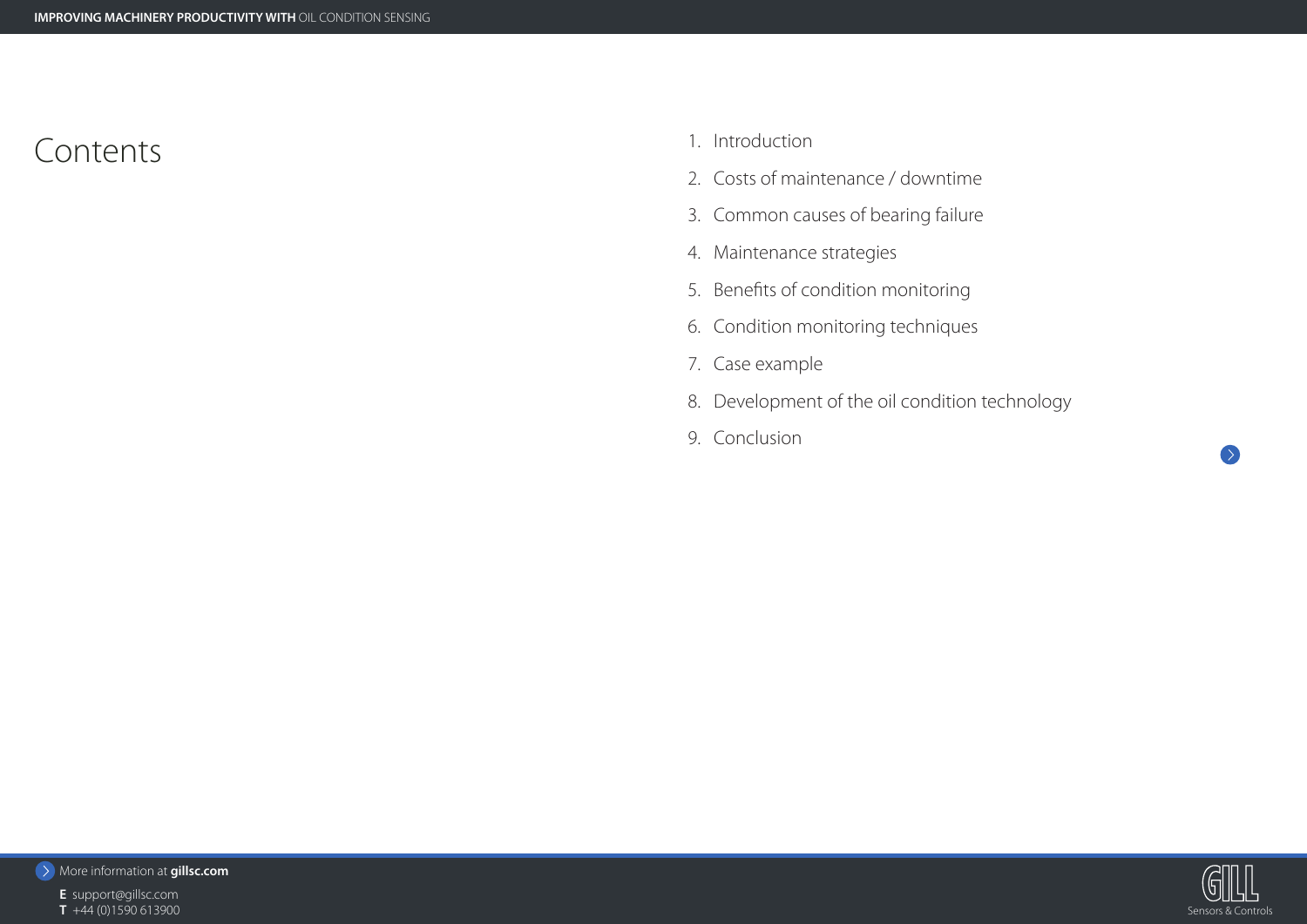# Contents

1. Introduction
2. Costs of maintenance / downtime
3. Common causes of bearing failure
4. Maintenance strategies
5. Benefits of condition monitoring
6. Condition monitoring techniques
7. Case example
8. Development of the oil condition technology
9. Conclusion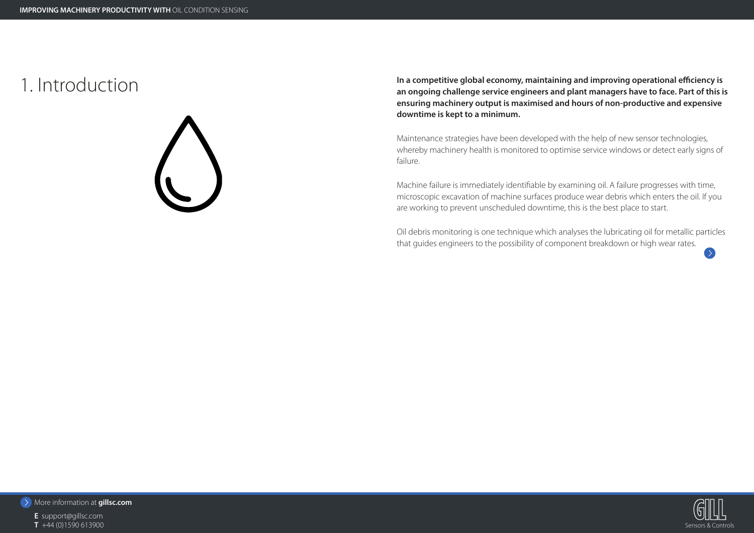# 1. Introduction

**In a competitive global economy, maintaining and improving operational efficiency is an ongoing challenge service engineers and plant managers have to face. Part of this is ensuring machinery output is maximised and hours of non-productive and expensive downtime is kept to a minimum.**

Maintenance strategies have been developed with the help of new sensor technologies, whereby machinery health is monitored to optimise service windows or detect early signs of failure.

Machine failure is immediately identifiable by examining oil. A failure progresses with time, microscopic excavation of machine surfaces produce wear debris which enters the oil. If you are working to prevent unscheduled downtime, this is the best place to start.

Oil debris monitoring is one technique which analyses the lubricating oil for metallic particles that guides engineers to the possibility of component breakdown or high wear rates.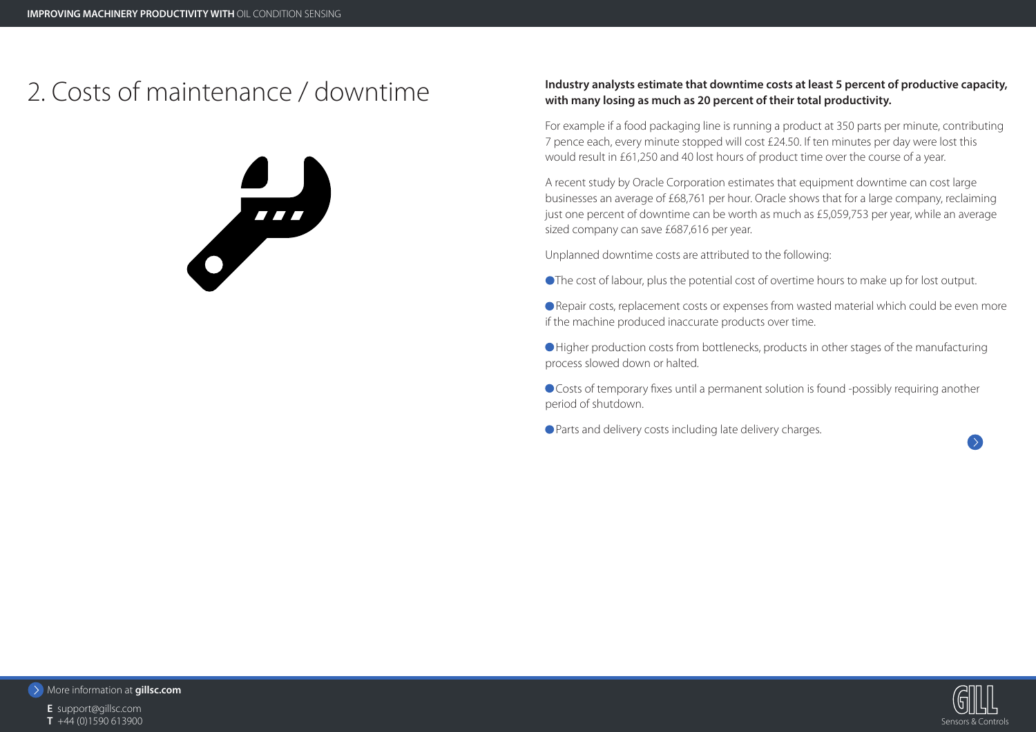# 2. Costs of maintenance / downtime

**Industry analysts estimate that downtime costs at least 5 percent of productive capacity, with many losing as much as 20 percent of their total productivity.**

For example if a food packaging line is running a product at 350 parts per minute, contributing 7 pence each, every minute stopped will cost £24.50. If ten minutes per day were lost this would result in £61,250 and 40 lost hours of product time over the course of a year.

A recent study by Oracle Corporation estimates that equipment downtime can cost large businesses an average of £68,761 per hour. Oracle shows that for a large company, reclaiming just one percent of downtime can be worth as much as £5,059,753 per year, while an average sized company can save £687,616 per year.

Unplanned downtime costs are attributed to the following:

- The cost of labour, plus the potential cost of overtime hours to make up for lost output.
- Repair costs, replacement costs or expenses from wasted material which could be even more if the machine produced inaccurate products over time.
- Higher production costs from bottlenecks, products in other stages of the manufacturing process slowed down or halted.
- Costs of temporary fixes until a permanent solution is found -possibly requiring another period of shutdown.
- Parts and delivery costs including late delivery charges.

More information at **gillsc.com**

**E** support@gillsc.com
**T** +44 (0)1590 613900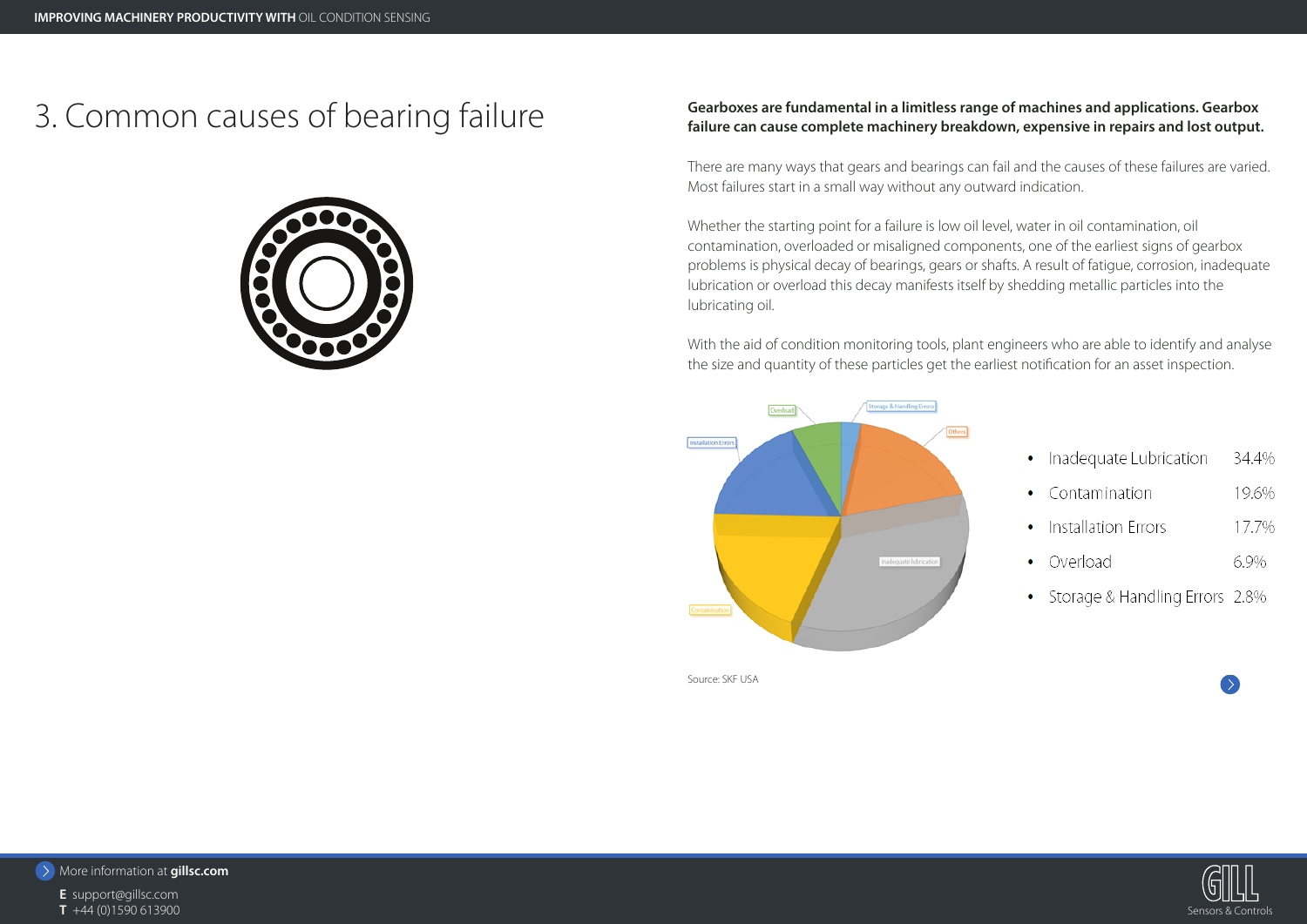# 3. Common causes of bearing failure

**Gearboxes are fundamental in a limitless range of machines and applications. Gearbox failure can cause complete machinery breakdown, expensive in repairs and lost output.**

There are many ways that gears and bearings can fail and the causes of these failures are varied. Most failures start in a small way without any outward indication.

Whether the starting point for a failure is low oil level, water in oil contamination, oil contamination, overloaded or misaligned components, one of the earliest signs of gearbox problems is physical decay of bearings, gears or shafts. A result of fatigue, corrosion, inadequate lubrication or overload this decay manifests itself by shedding metallic particles into the lubricating oil.

With the aid of condition monitoring tools, plant engineers who are able to identify and analyse the size and quantity of these particles get the earliest notification for an asset inspection.

Overload
Storage & Handling Errors
Others
Installation Errors
Inadequate lubrication
Contamination

- Inadequate Lubrication 34.4%
- Contamination 19.6%
- Installation Errors 17.7%
- Overload 6.9%
- Storage & Handling Errors 2.8%

Source: SKF USA

More information at **gillsc.com**

**E** support@gillsc.com
**T** +44 (0)1590 613900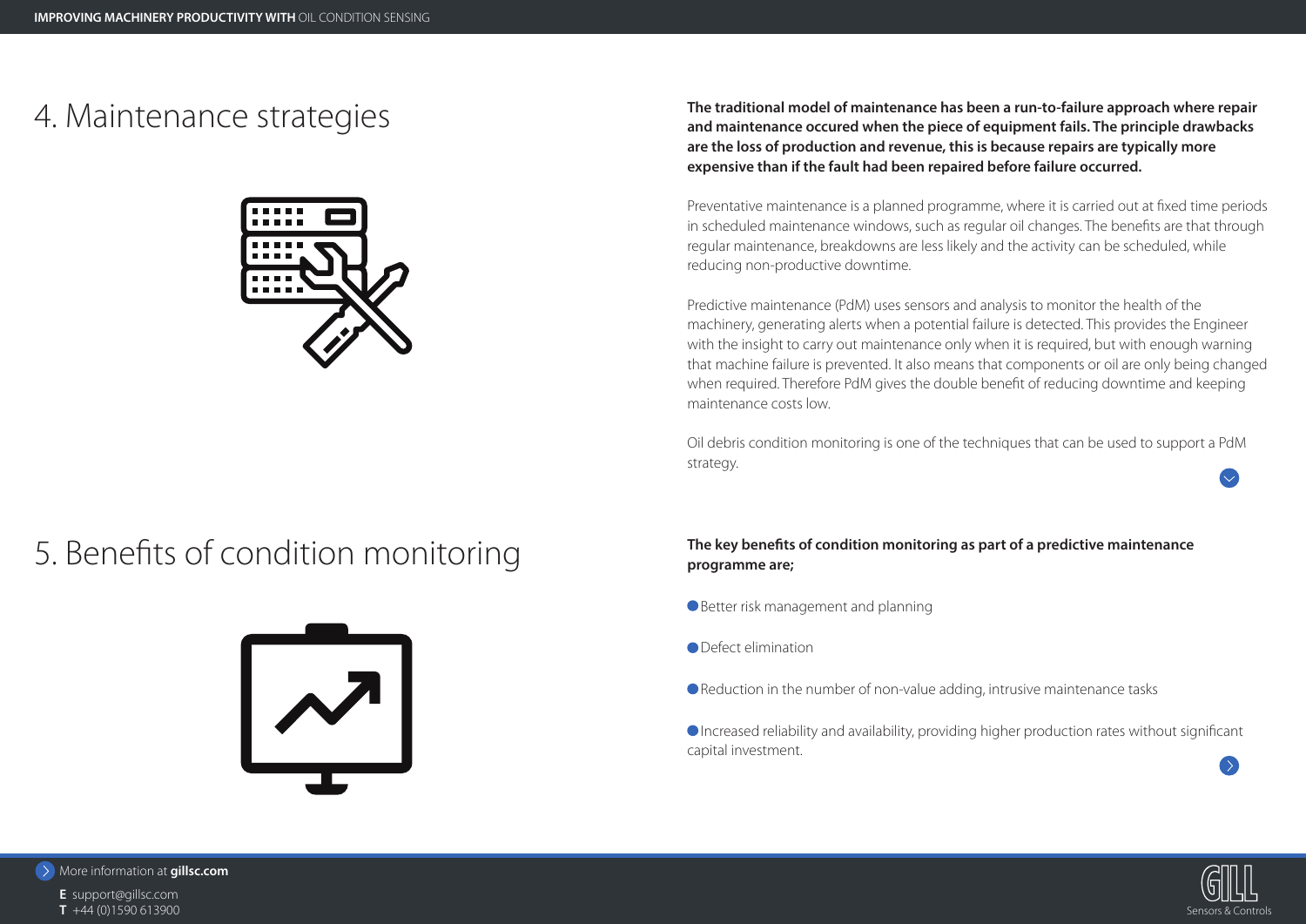# 4. Maintenance strategies

**The traditional model of maintenance has been a run-to-failure approach where repair and maintenance occured when the piece of equipment fails. The principle drawbacks are the loss of production and revenue, this is because repairs are typically more expensive than if the fault had been repaired before failure occurred.**

Preventative maintenance is a planned programme, where it is carried out at fixed time periods in scheduled maintenance windows, such as regular oil changes. The benefits are that through regular maintenance, breakdowns are less likely and the activity can be scheduled, while reducing non-productive downtime.

Predictive maintenance (PdM) uses sensors and analysis to monitor the health of the machinery, generating alerts when a potential failure is detected. This provides the Engineer with the insight to carry out maintenance only when it is required, but with enough warning that machine failure is prevented. It also means that components or oil are only being changed when required. Therefore PdM gives the double benefit of reducing downtime and keeping maintenance costs low.

Oil debris condition monitoring is one of the techniques that can be used to support a PdM strategy.

# 5. Benefits of condition monitoring

**The key benefits of condition monitoring as part of a predictive maintenance programme are;**

- Better risk management and planning
- Defect elimination
- Reduction in the number of non-value adding, intrusive maintenance tasks
- Increased reliability and availability, providing higher production rates without significant capital investment.

More information at **gillsc.com**

**E** support@gillsc.com
**T** +44 (0)1590 613900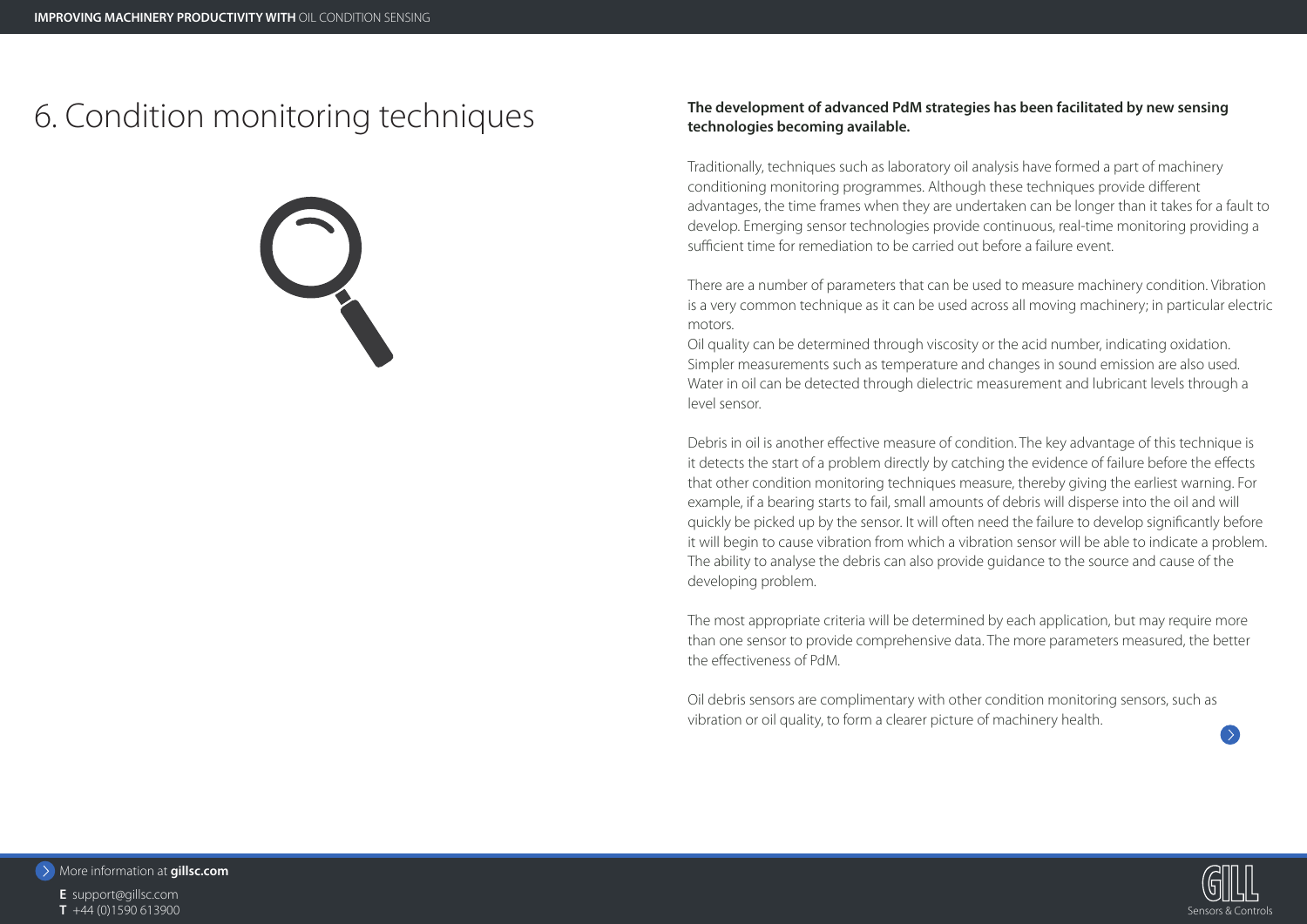# 6. Condition monitoring techniques

**The development of advanced PdM strategies has been facilitated by new sensing technologies becoming available.**

Traditionally, techniques such as laboratory oil analysis have formed a part of machinery conditioning monitoring programmes. Although these techniques provide different advantages, the time frames when they are undertaken can be longer than it takes for a fault to develop. Emerging sensor technologies provide continuous, real-time monitoring providing a sufficient time for remediation to be carried out before a failure event.

There are a number of parameters that can be used to measure machinery condition. Vibration is a very common technique as it can be used across all moving machinery; in particular electric motors.

Oil quality can be determined through viscosity or the acid number, indicating oxidation. Simpler measurements such as temperature and changes in sound emission are also used. Water in oil can be detected through dielectric measurement and lubricant levels through a level sensor.

Debris in oil is another effective measure of condition. The key advantage of this technique is it detects the start of a problem directly by catching the evidence of failure before the effects that other condition monitoring techniques measure, thereby giving the earliest warning. For example, if a bearing starts to fail, small amounts of debris will disperse into the oil and will quickly be picked up by the sensor. It will often need the failure to develop significantly before it will begin to cause vibration from which a vibration sensor will be able to indicate a problem. The ability to analyse the debris can also provide guidance to the source and cause of the developing problem.

The most appropriate criteria will be determined by each application, but may require more than one sensor to provide comprehensive data. The more parameters measured, the better the effectiveness of PdM.

Oil debris sensors are complimentary with other condition monitoring sensors, such as vibration or oil quality, to form a clearer picture of machinery health.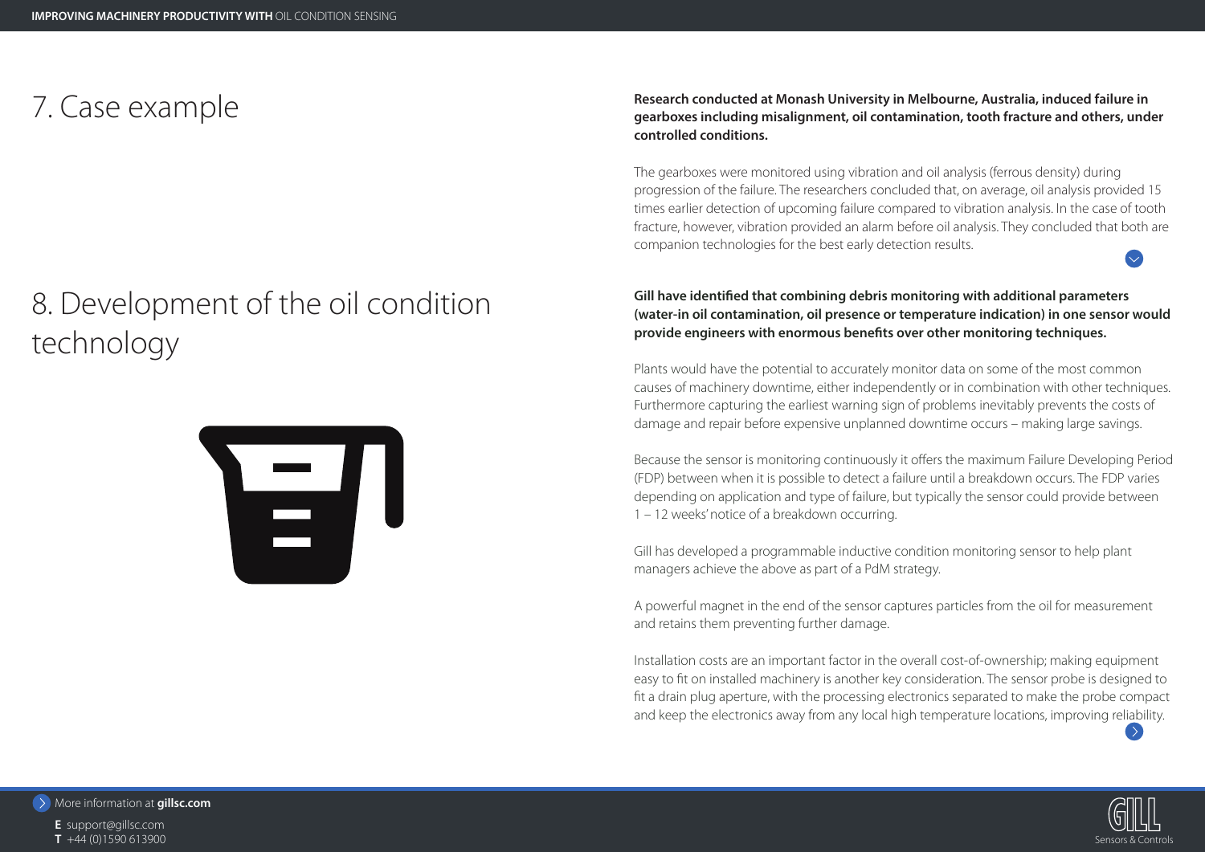# 7. Case example

**Research conducted at Monash University in Melbourne, Australia, induced failure in gearboxes including misalignment, oil contamination, tooth fracture and others, under controlled conditions.**

The gearboxes were monitored using vibration and oil analysis (ferrous density) during progression of the failure. The researchers concluded that, on average, oil analysis provided 15 times earlier detection of upcoming failure compared to vibration analysis. In the case of tooth fracture, however, vibration provided an alarm before oil analysis. They concluded that both are companion technologies for the best early detection results.

# 8. Development of the oil condition technology

**Gill have identified that combining debris monitoring with additional parameters (water-in oil contamination, oil presence or temperature indication) in one sensor would provide engineers with enormous benefits over other monitoring techniques.**

Plants would have the potential to accurately monitor data on some of the most common causes of machinery downtime, either independently or in combination with other techniques. Furthermore capturing the earliest warning sign of problems inevitably prevents the costs of damage and repair before expensive unplanned downtime occurs – making large savings.

Because the sensor is monitoring continuously it offers the maximum Failure Developing Period (FDP) between when it is possible to detect a failure until a breakdown occurs. The FDP varies depending on application and type of failure, but typically the sensor could provide between 1 – 12 weeks' notice of a breakdown occurring.

Gill has developed a programmable inductive condition monitoring sensor to help plant managers achieve the above as part of a PdM strategy.

A powerful magnet in the end of the sensor captures particles from the oil for measurement and retains them preventing further damage.

Installation costs are an important factor in the overall cost-of-ownership; making equipment easy to fit on installed machinery is another key consideration. The sensor probe is designed to fit a drain plug aperture, with the processing electronics separated to make the probe compact and keep the electronics away from any local high temperature locations, improving reliability.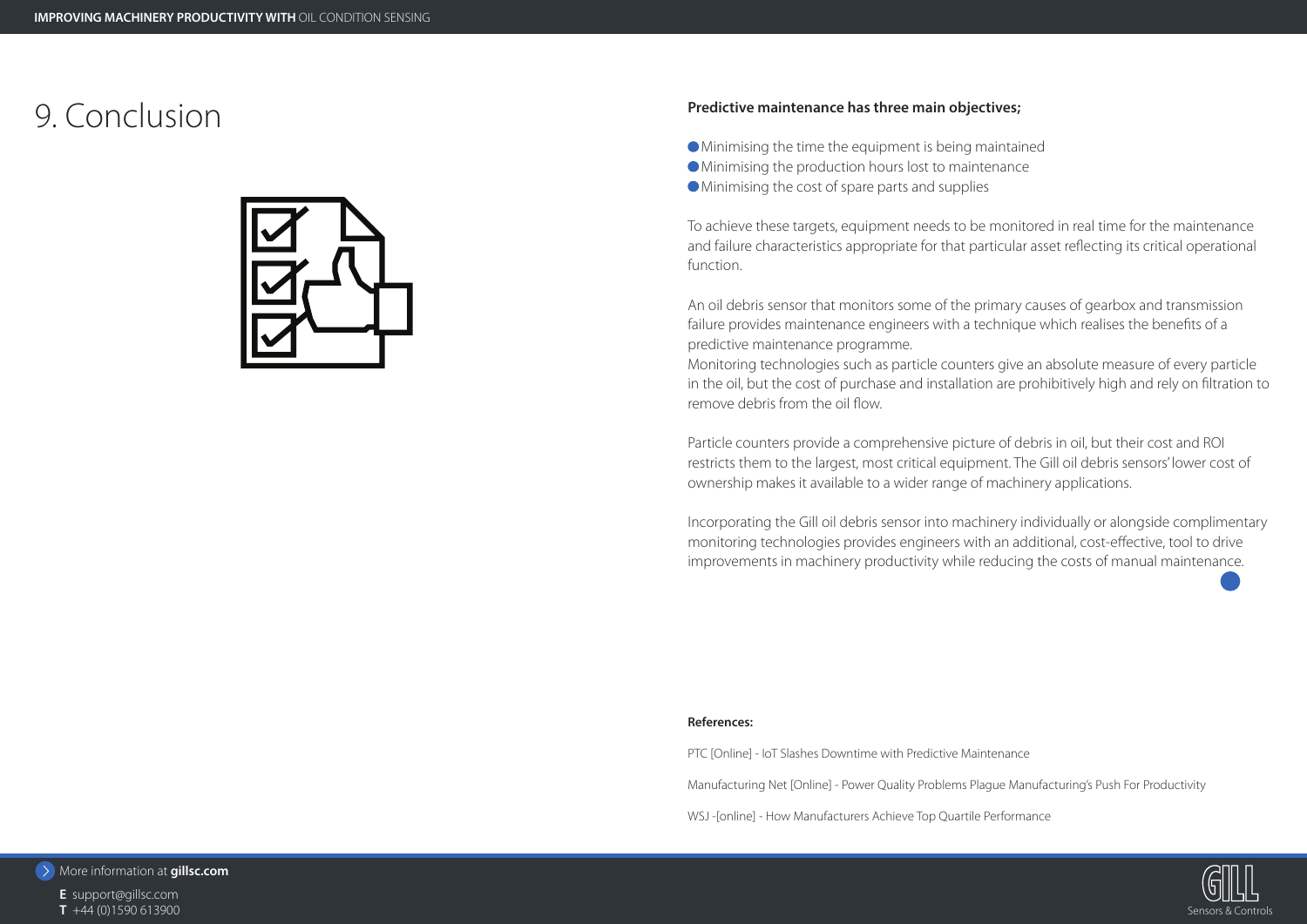# 9. Conclusion

**Predictive maintenance has three main objectives;**

- Minimising the time the equipment is being maintained
- Minimising the production hours lost to maintenance
- Minimising the cost of spare parts and supplies

To achieve these targets, equipment needs to be monitored in real time for the maintenance and failure characteristics appropriate for that particular asset reflecting its critical operational function.

An oil debris sensor that monitors some of the primary causes of gearbox and transmission failure provides maintenance engineers with a technique which realises the benefits of a predictive maintenance programme.
Monitoring technologies such as particle counters give an absolute measure of every particle in the oil, but the cost of purchase and installation are prohibitively high and rely on filtration to remove debris from the oil flow.

Particle counters provide a comprehensive picture of debris in oil, but their cost and ROI restricts them to the largest, most critical equipment. The Gill oil debris sensors' lower cost of ownership makes it available to a wider range of machinery applications.

Incorporating the Gill oil debris sensor into machinery individually or alongside complimentary monitoring technologies provides engineers with an additional, cost-effective, tool to drive improvements in machinery productivity while reducing the costs of manual maintenance.

**References:**

PTC [Online] - IoT Slashes Downtime with Predictive Maintenance

Manufacturing Net [Online] - Power Quality Problems Plague Manufacturing's Push For Productivity

WSJ -[online] - How Manufacturers Achieve Top Quartile Performance

More information at **gillsc.com**

**E** support@gillsc.com
**T** +44 (0)1590 613900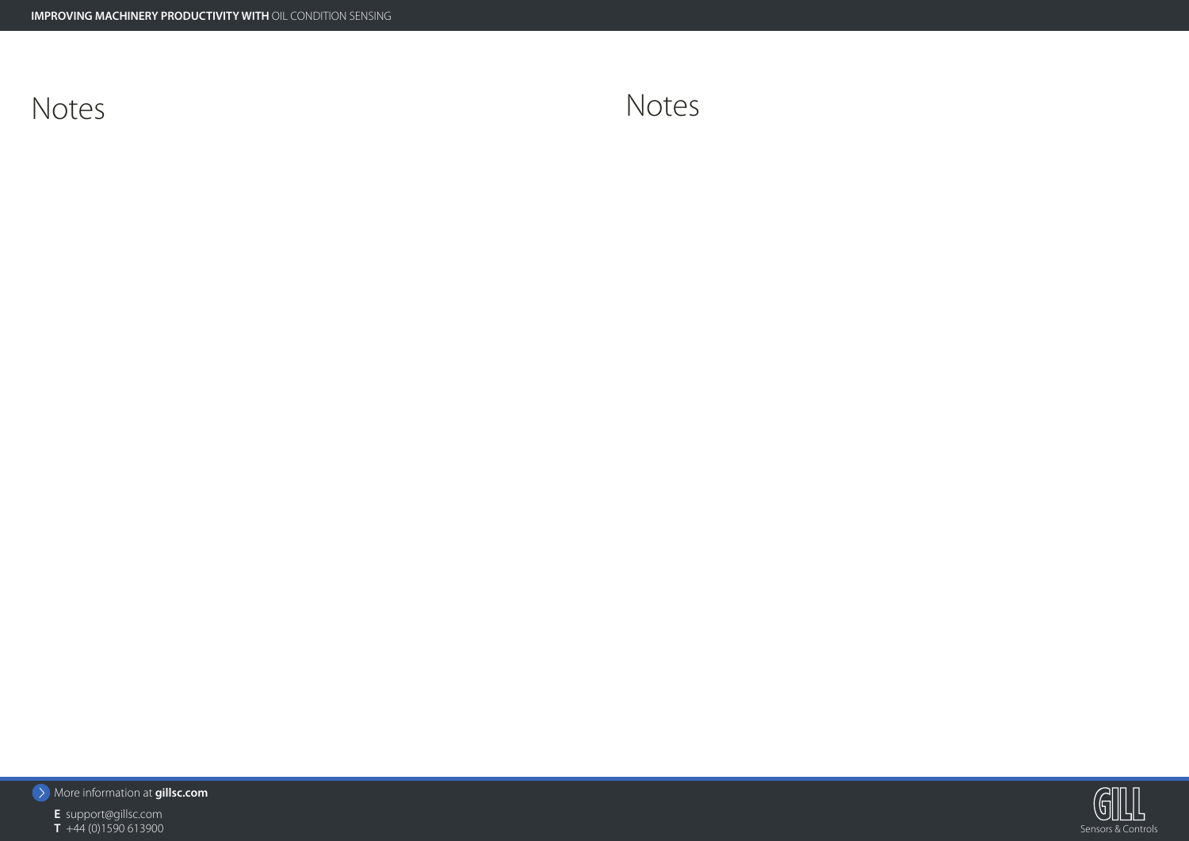# Notes

# Notes

More information at **gillsc.com**

**E** support@gillsc.com
**T** +44 (0)1590 613900

Sensors & Controls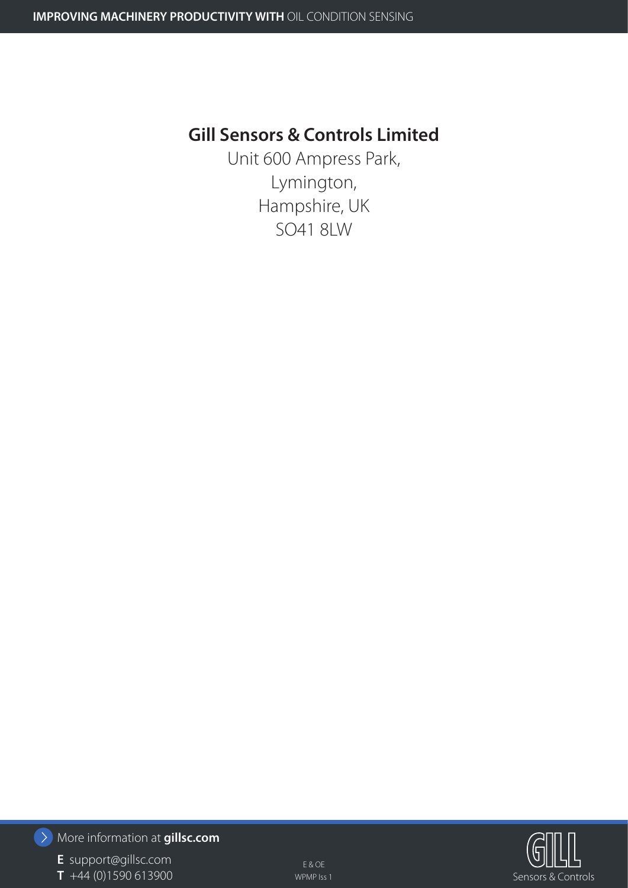**Gill Sensors & Controls Limited**

Unit 600 Ampress Park,
Lymington,
Hampshire, UK
SO41 8LW

More information at **gillsc.com**

**E** support@gillsc.com
**T** +44 (0)1590 613900

E & OE
WPMP Iss 1

Sensors & Controls